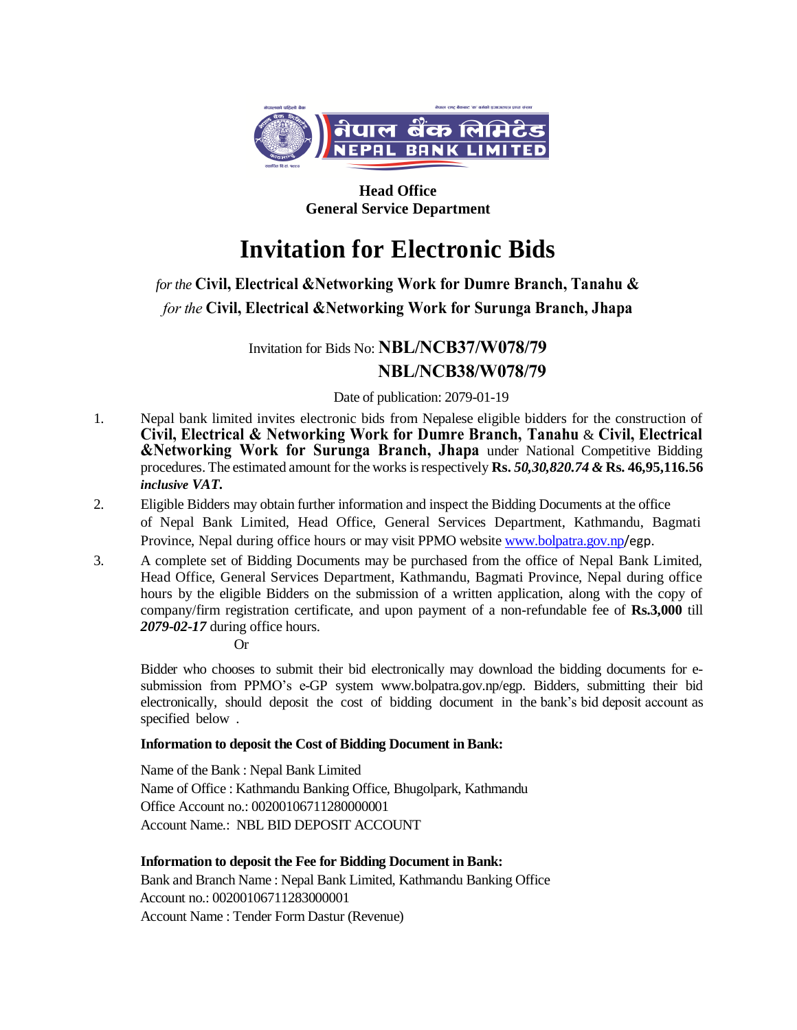**Head Office**
**General Service Department**

# Invitation for Electronic Bids

*for the* **Civil, Electrical &Networking Work for Dumre Branch, Tanahu &**
*for the* **Civil, Electrical &Networking Work for Surunga Branch, Jhapa**

Invitation for Bids No: **NBL/NCB37/W078/79**
**NBL/NCB38/W078/79**

Date of publication: 2079-01-19

1. Nepal bank limited invites electronic bids from Nepalese eligible bidders for the construction of **Civil, Electrical & Networking Work for Dumre Branch, Tanahu** & **Civil, Electrical &Networking Work for Surunga Branch, Jhapa** under National Competitive Bidding procedures. The estimated amount for the works is respectively **Rs.** ***50,30,820.74 &*** **Rs. 46,95,116.56** ***inclusive VAT.***

2. Eligible Bidders may obtain further information and inspect the Bidding Documents at the office of Nepal Bank Limited, Head Office, General Services Department, Kathmandu, Bagmati Province, Nepal during office hours or may visit PPMO website www.bolpatra.gov.np/egp.

3. A complete set of Bidding Documents may be purchased from the office of Nepal Bank Limited, Head Office, General Services Department, Kathmandu, Bagmati Province, Nepal during office hours by the eligible Bidders on the submission of a written application, along with the copy of company/firm registration certificate, and upon payment of a non-refundable fee of **Rs.3,000** till ***2079-02-17*** during office hours.

   Or

   Bidder who chooses to submit their bid electronically may download the bidding documents for e-submission from PPMO's e-GP system www.bolpatra.gov.np/egp. Bidders, submitting their bid electronically, should deposit the cost of bidding document in the bank's bid deposit account as specified below .

   **Information to deposit the Cost of Bidding Document in Bank:**

   Name of the Bank : Nepal Bank Limited
   Name of Office : Kathmandu Banking Office, Bhugolpark, Kathmandu
   Office Account no.: 00200106711280000001
   Account Name.: NBL BID DEPOSIT ACCOUNT

   **Information to deposit the Fee for Bidding Document in Bank:**

   Bank and Branch Name : Nepal Bank Limited, Kathmandu Banking Office
   Account no.: 00200106711283000001
   Account Name : Tender Form Dastur (Revenue)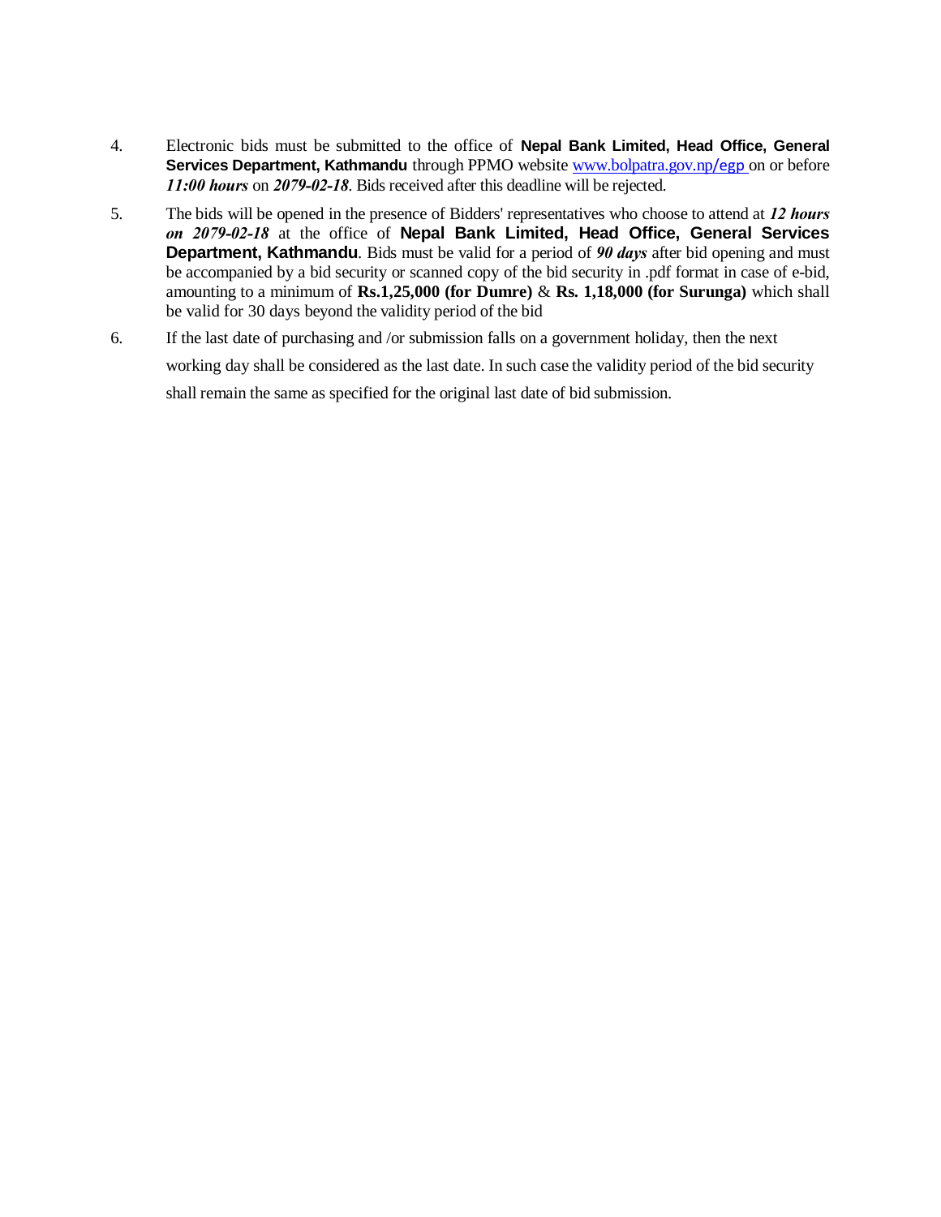4. Electronic bids must be submitted to the office of **Nepal Bank Limited, Head Office, General Services Department, Kathmandu** through PPMO website [www.bolpatra.gov.np/egp](www.bolpatra.gov.np/egp) on or before ***11:00 hours*** on ***2079-02-18***. Bids received after this deadline will be rejected.

5. The bids will be opened in the presence of Bidders' representatives who choose to attend at ***12 hours on 2079-02-18*** at the office of **Nepal Bank Limited, Head Office, General Services Department, Kathmandu**. Bids must be valid for a period of ***90 days*** after bid opening and must be accompanied by a bid security or scanned copy of the bid security in .pdf format in case of e-bid, amounting to a minimum of **Rs.1,25,000 (for Dumre)** & **Rs. 1,18,000 (for Surunga)** which shall be valid for 30 days beyond the validity period of the bid

6. If the last date of purchasing and /or submission falls on a government holiday, then the next working day shall be considered as the last date. In such case the validity period of the bid security shall remain the same as specified for the original last date of bid submission.